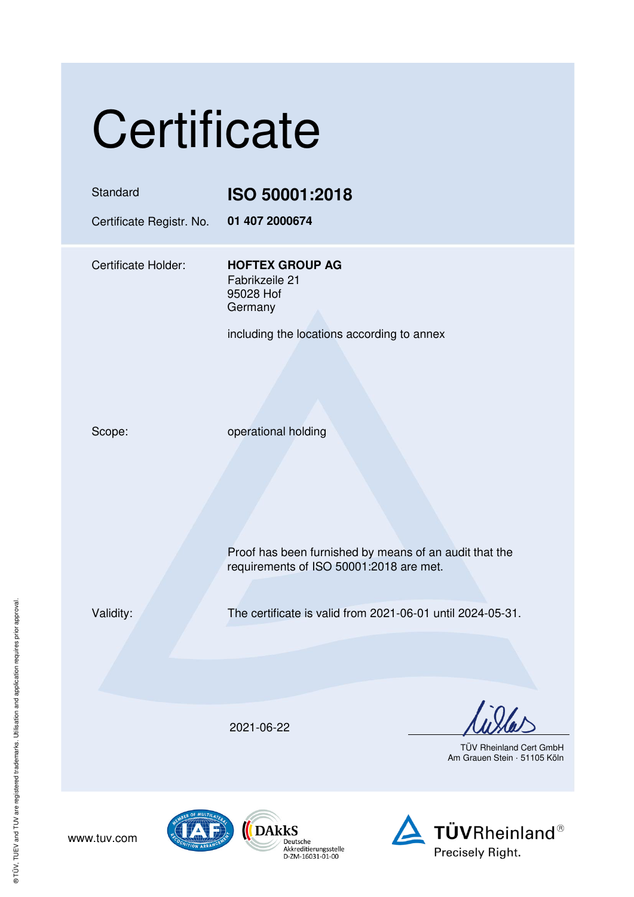# Certificate

| | |
|---|---|
| Standard | **ISO 50001:2018** |
| Certificate Registr. No. | **01 407 2000674** |

| | |
|---|---|
| Certificate Holder: | **HOFTEX GROUP AG**<br>Fabrikzeile 21<br>95028 Hof<br>Germany<br><br>including the locations according to annex |
| Scope: | operational holding |
| | Proof has been furnished by means of an audit that the requirements of ISO 50001:2018 are met. |
| Validity: | The certificate is valid from 2021-06-01 until 2024-05-31. |

2021-06-22

TÜV Rheinland Cert GmbH
Am Grauen Stein · 51105 Köln

www.tuv.com

DAkkS Deutsche Akkreditierungsstelle D-ZM-16031-01-00

TÜVRheinland®
Precisely Right.

® TÜV, TUEV and TUV are registered trademarks. Utilisation and application requires prior approval.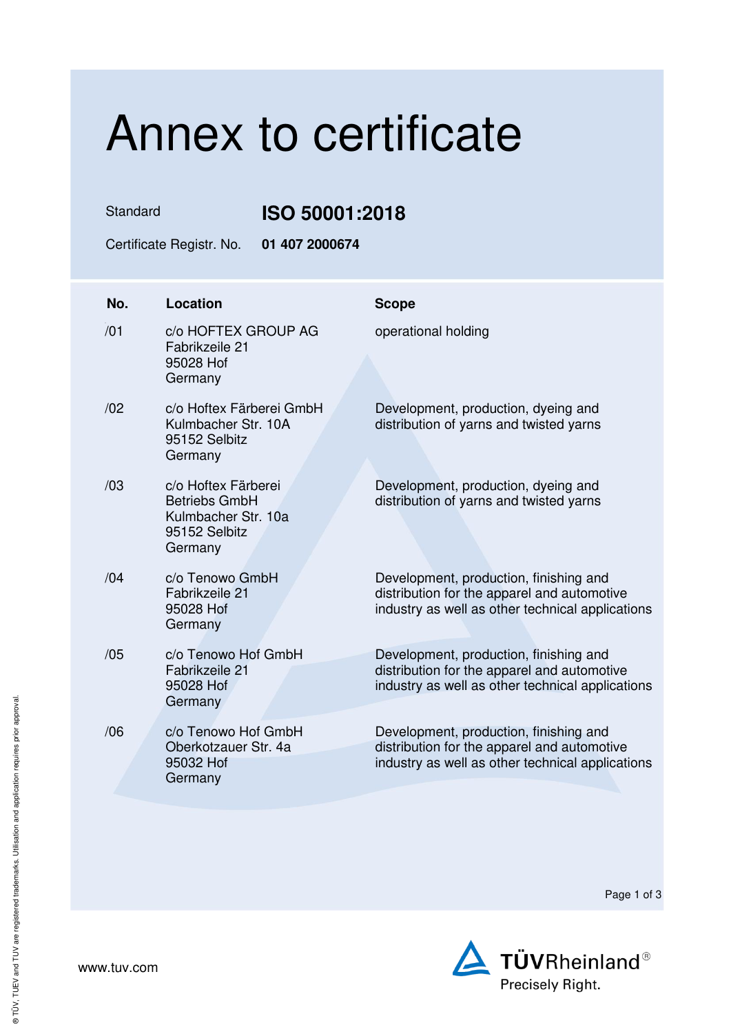# Annex to certificate

Standard **ISO 50001:2018**

Certificate Registr. No. **01 407 2000674**

| No. | Location | Scope |
|---|---|---|
| /01 | c/o HOFTEX GROUP AG<br>Fabrikzeile 21<br>95028 Hof<br>Germany | operational holding |
| /02 | c/o Hoftex Färberei GmbH<br>Kulmbacher Str. 10A<br>95152 Selbitz<br>Germany | Development, production, dyeing and distribution of yarns and twisted yarns |
| /03 | c/o Hoftex Färberei Betriebs GmbH<br>Kulmbacher Str. 10a<br>95152 Selbitz<br>Germany | Development, production, dyeing and distribution of yarns and twisted yarns |
| /04 | c/o Tenowo GmbH<br>Fabrikzeile 21<br>95028 Hof<br>Germany | Development, production, finishing and distribution for the apparel and automotive industry as well as other technical applications |
| /05 | c/o Tenowo Hof GmbH<br>Fabrikzeile 21<br>95028 Hof<br>Germany | Development, production, finishing and distribution for the apparel and automotive industry as well as other technical applications |
| /06 | c/o Tenowo Hof GmbH<br>Oberkotzauer Str. 4a<br>95032 Hof<br>Germany | Development, production, finishing and distribution for the apparel and automotive industry as well as other technical applications |

www.tuv.com

TÜVRheinland®
Precisely Right.

® TÜV, TUEV and TUV are registered trademarks. Utilisation and application requires prior approval.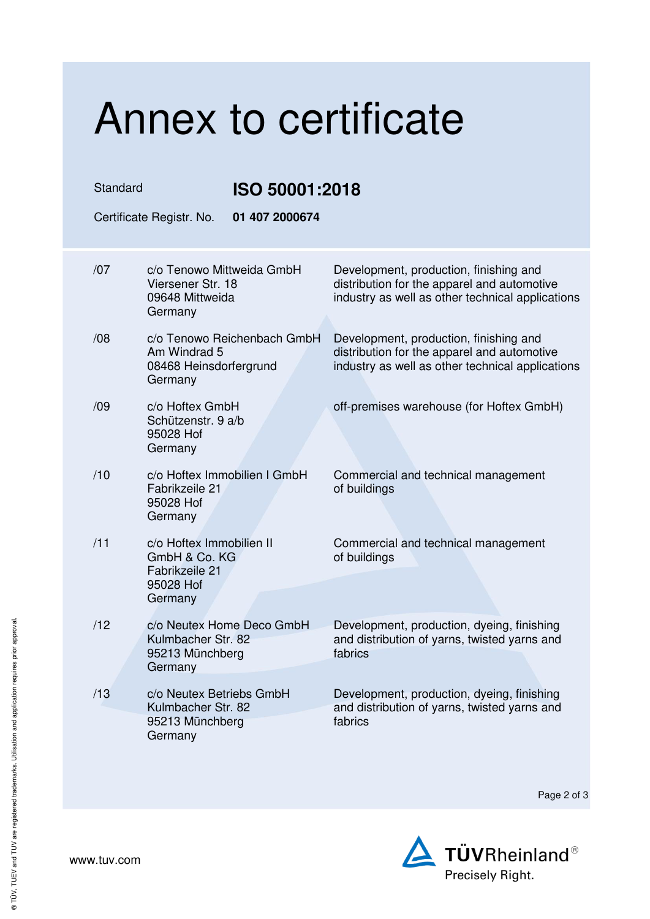# Annex to certificate

Standard **ISO 50001:2018**

Certificate Registr. No. **01 407 2000674**

| | | |
|---|---|---|
| /07 | c/o Tenowo Mittweida GmbH<br>Viersener Str. 18<br>09648 Mittweida<br>Germany | Development, production, finishing and distribution for the apparel and automotive industry as well as other technical applications |
| /08 | c/o Tenowo Reichenbach GmbH<br>Am Windrad 5<br>08468 Heinsdorfergrund<br>Germany | Development, production, finishing and distribution for the apparel and automotive industry as well as other technical applications |
| /09 | c/o Hoftex GmbH<br>Schützenstr. 9 a/b<br>95028 Hof<br>Germany | off-premises warehouse (for Hoftex GmbH) |
| /10 | c/o Hoftex Immobilien I GmbH<br>Fabrikzeile 21<br>95028 Hof<br>Germany | Commercial and technical management of buildings |
| /11 | c/o Hoftex Immobilien II GmbH & Co. KG<br>Fabrikzeile 21<br>95028 Hof<br>Germany | Commercial and technical management of buildings |
| /12 | c/o Neutex Home Deco GmbH<br>Kulmbacher Str. 82<br>95213 Münchberg<br>Germany | Development, production, dyeing, finishing and distribution of yarns, twisted yarns and fabrics |
| /13 | c/o Neutex Betriebs GmbH<br>Kulmbacher Str. 82<br>95213 Münchberg<br>Germany | Development, production, dyeing, finishing and distribution of yarns, twisted yarns and fabrics |

www.tuv.com

TÜVRheinland®
Precisely Right.

® TÜV, TUEV and TUV are registered trademarks. Utilisation and application requires prior approval.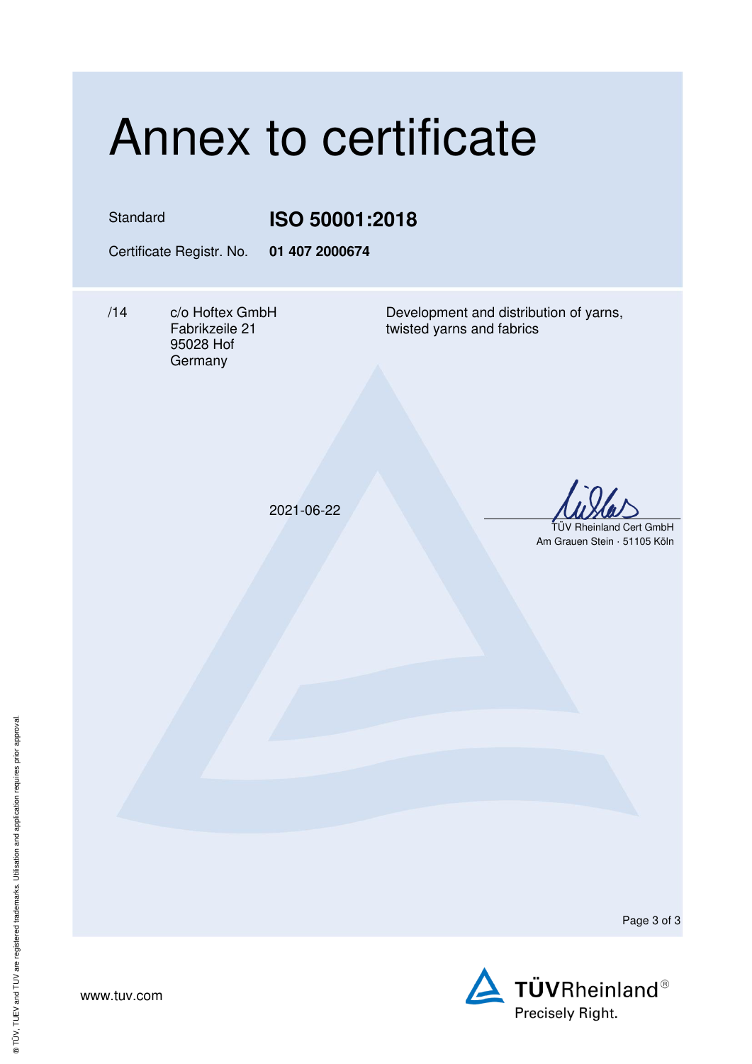# Annex to certificate

| | |
|---|---|
| Standard | **ISO 50001:2018** |
| Certificate Registr. No. | **01 407 2000674** |

| | | |
|---|---|---|
| /14 | c/o Hoftex GmbH<br>Fabrikzeile 21<br>95028 Hof<br>Germany | Development and distribution of yarns, twisted yarns and fabrics |

2021-06-22

TÜV Rheinland Cert GmbH
Am Grauen Stein · 51105 Köln

www.tuv.com

TÜVRheinland®
Precisely Right.

® TÜV, TUEV and TUV are registered trademarks. Utilisation and application requires prior approval.